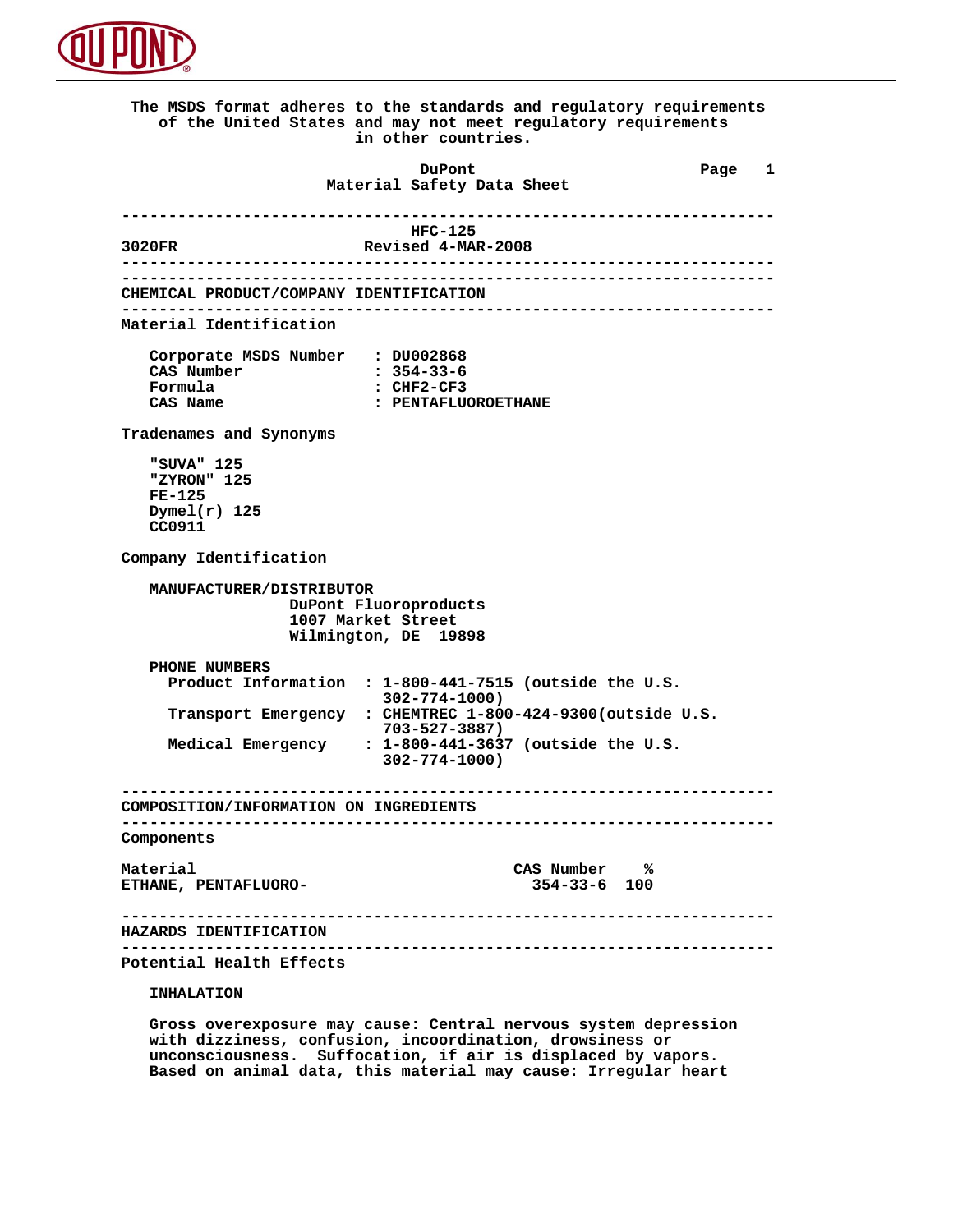The MSDS format adheres to the standards and regulatory requirements of the United States and may not meet regulatory requirements in other countries.

**DuPont**
**Material Safety Data Sheet**

---

**HFC-125**

3020FR — Revised 4-MAR-2008

---

## CHEMICAL PRODUCT/COMPANY IDENTIFICATION

### Material Identification

Corporate MSDS Number : DU002868
CAS Number : 354-33-6
Formula : CHF2-CF3
CAS Name : PENTAFLUOROETHANE

### Tradenames and Synonyms

"SUVA" 125
"ZYRON" 125
FE-125
Dymel(r) 125
CC0911

### Company Identification

MANUFACTURER/DISTRIBUTOR
DuPont Fluoroproducts
1007 Market Street
Wilmington, DE 19898

PHONE NUMBERS
Product Information : 1-800-441-7515 (outside the U.S. 302-774-1000)
Transport Emergency : CHEMTREC 1-800-424-9300(outside U.S. 703-527-3887)
Medical Emergency : 1-800-441-3637 (outside the U.S. 302-774-1000)

---

## COMPOSITION/INFORMATION ON INGREDIENTS

### Components

| Material | CAS Number | % |
|---|---|---|
| ETHANE, PENTAFLUORO- | 354-33-6 | 100 |

---

## HAZARDS IDENTIFICATION

### Potential Health Effects

INHALATION

Gross overexposure may cause: Central nervous system depression with dizziness, confusion, incoordination, drowsiness or unconsciousness. Suffocation, if air is displaced by vapors. Based on animal data, this material may cause: Irregular heart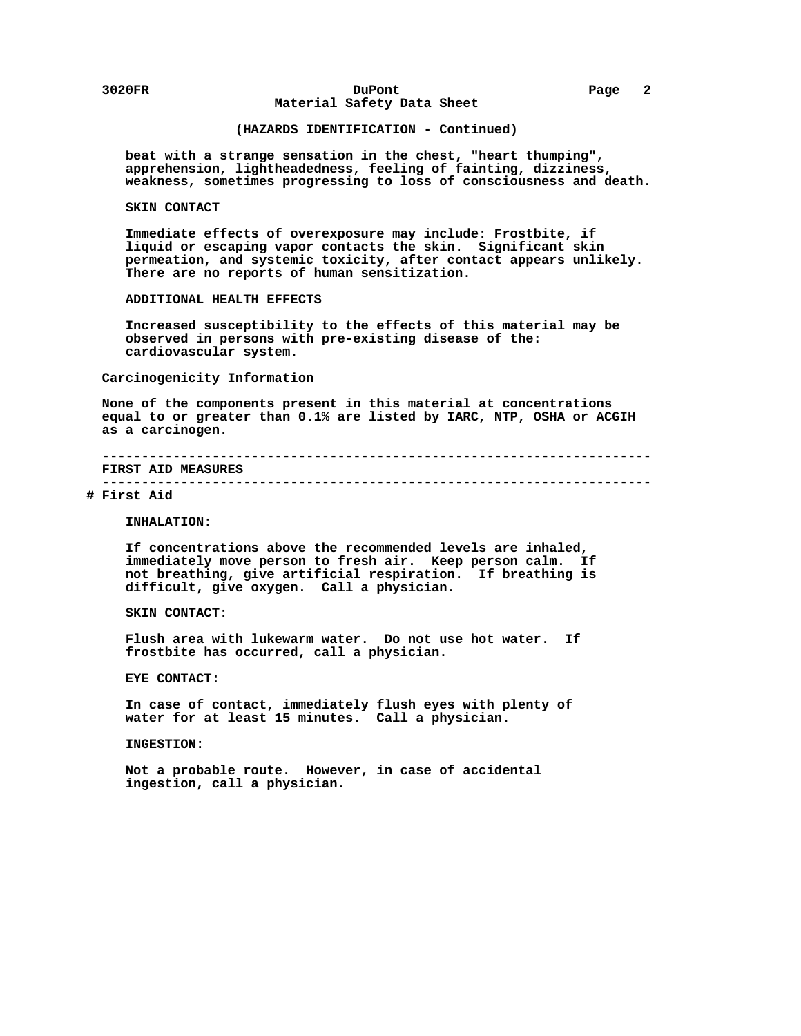(HAZARDS IDENTIFICATION - Continued)

beat with a strange sensation in the chest, "heart thumping", apprehension, lightheadedness, feeling of fainting, dizziness, weakness, sometimes progressing to loss of consciousness and death.

SKIN CONTACT

Immediate effects of overexposure may include: Frostbite, if liquid or escaping vapor contacts the skin. Significant skin permeation, and systemic toxicity, after contact appears unlikely. There are no reports of human sensitization.

ADDITIONAL HEALTH EFFECTS

Increased susceptibility to the effects of this material may be observed in persons with pre-existing disease of the: cardiovascular system.

Carcinogenicity Information

None of the components present in this material at concentrations equal to or greater than 0.1% are listed by IARC, NTP, OSHA or ACGIH as a carcinogen.

---

## FIRST AID MEASURES

---

# First Aid

INHALATION:

If concentrations above the recommended levels are inhaled, immediately move person to fresh air. Keep person calm. If not breathing, give artificial respiration. If breathing is difficult, give oxygen. Call a physician.

SKIN CONTACT:

Flush area with lukewarm water. Do not use hot water. If frostbite has occurred, call a physician.

EYE CONTACT:

In case of contact, immediately flush eyes with plenty of water for at least 15 minutes. Call a physician.

INGESTION:

Not a probable route. However, in case of accidental ingestion, call a physician.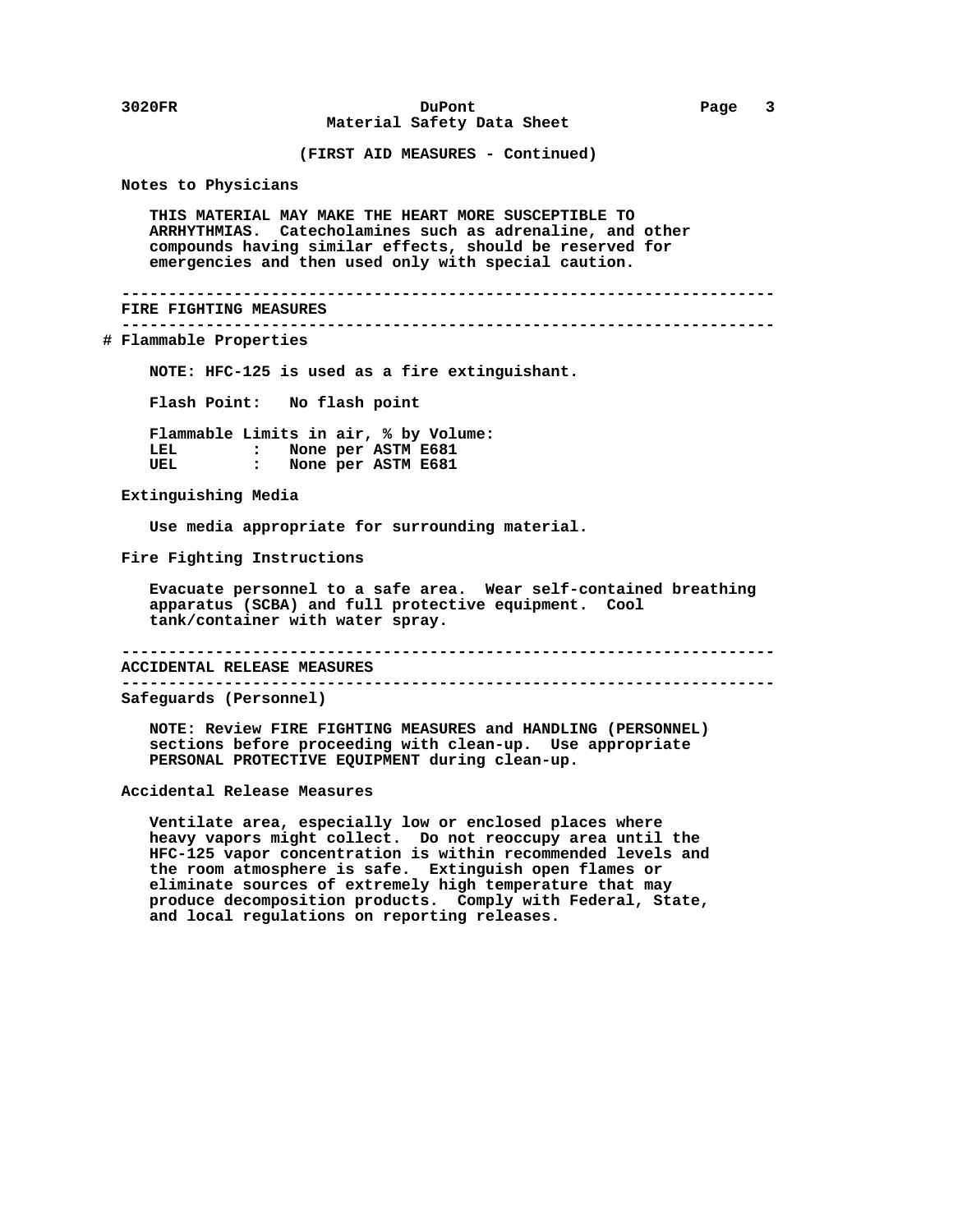(FIRST AID MEASURES - Continued)

### Notes to Physicians

THIS MATERIAL MAY MAKE THE HEART MORE SUSCEPTIBLE TO ARRHYTHMIAS. Catecholamines such as adrenaline, and other compounds having similar effects, should be reserved for emergencies and then used only with special caution.

---

## FIRE FIGHTING MEASURES

---

### # Flammable Properties

NOTE: HFC-125 is used as a fire extinguishant.

Flash Point: No flash point

Flammable Limits in air, % by Volume:

| | | |
|---|---|---|
| LEL | : | None per ASTM E681 |
| UEL | : | None per ASTM E681 |

### Extinguishing Media

Use media appropriate for surrounding material.

### Fire Fighting Instructions

Evacuate personnel to a safe area. Wear self-contained breathing apparatus (SCBA) and full protective equipment. Cool tank/container with water spray.

---

## ACCIDENTAL RELEASE MEASURES

---

### Safeguards (Personnel)

NOTE: Review FIRE FIGHTING MEASURES and HANDLING (PERSONNEL) sections before proceeding with clean-up. Use appropriate PERSONAL PROTECTIVE EQUIPMENT during clean-up.

### Accidental Release Measures

Ventilate area, especially low or enclosed places where heavy vapors might collect. Do not reoccupy area until the HFC-125 vapor concentration is within recommended levels and the room atmosphere is safe. Extinguish open flames or eliminate sources of extremely high temperature that may produce decomposition products. Comply with Federal, State, and local regulations on reporting releases.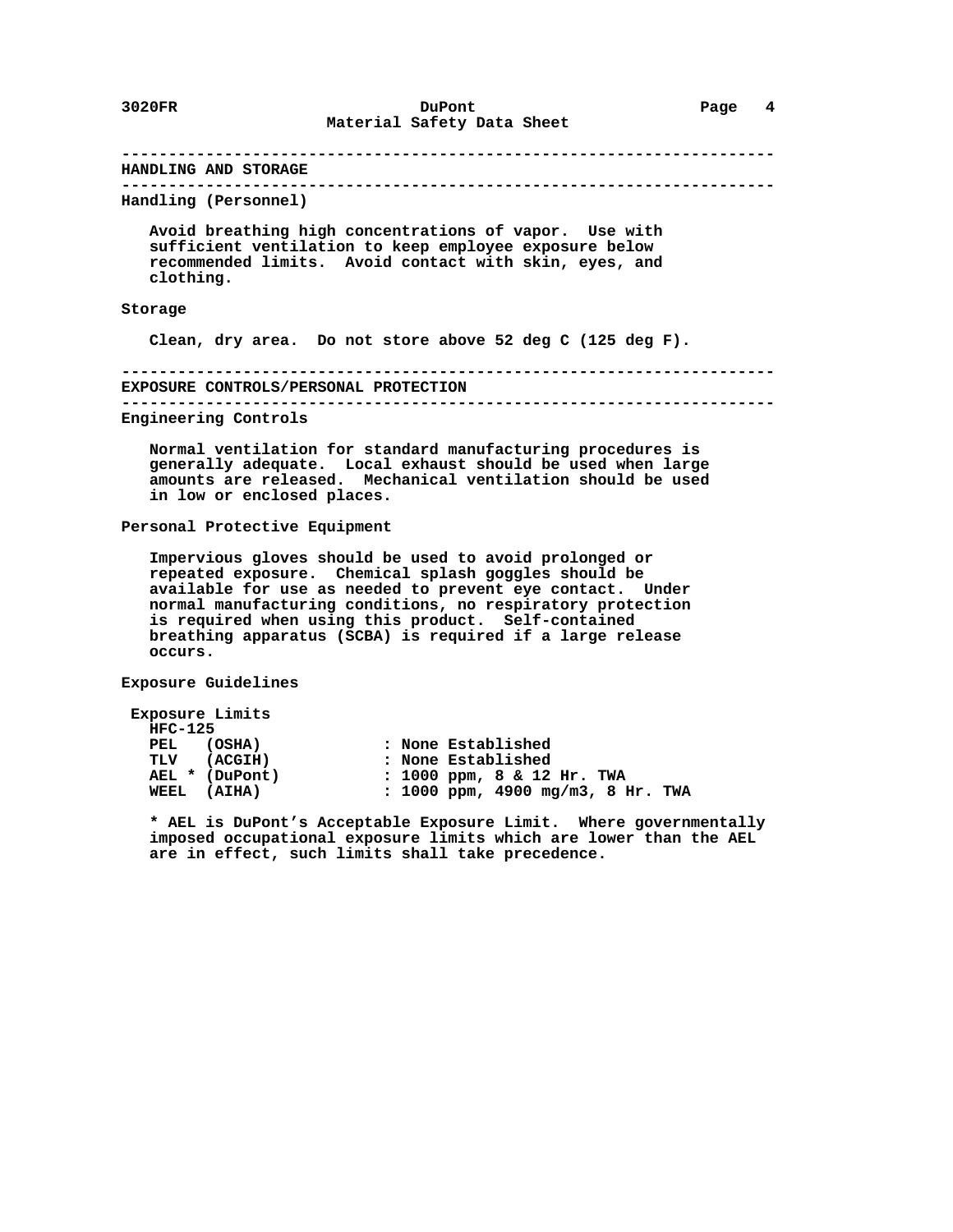## HANDLING AND STORAGE

### Handling (Personnel)

Avoid breathing high concentrations of vapor. Use with sufficient ventilation to keep employee exposure below recommended limits. Avoid contact with skin, eyes, and clothing.

### Storage

Clean, dry area. Do not store above 52 deg C (125 deg F).

## EXPOSURE CONTROLS/PERSONAL PROTECTION

### Engineering Controls

Normal ventilation for standard manufacturing procedures is generally adequate. Local exhaust should be used when large amounts are released. Mechanical ventilation should be used in low or enclosed places.

### Personal Protective Equipment

Impervious gloves should be used to avoid prolonged or repeated exposure. Chemical splash goggles should be available for use as needed to prevent eye contact. Under normal manufacturing conditions, no respiratory protection is required when using this product. Self-contained breathing apparatus (SCBA) is required if a large release occurs.

### Exposure Guidelines

Exposure Limits

HFC-125

| Limit | Value |
|---|---|
| PEL (OSHA) | None Established |
| TLV (ACGIH) | None Established |
| AEL * (DuPont) | 1000 ppm, 8 & 12 Hr. TWA |
| WEEL (AIHA) | 1000 ppm, 4900 mg/m3, 8 Hr. TWA |

* AEL is DuPont's Acceptable Exposure Limit. Where governmentally imposed occupational exposure limits which are lower than the AEL are in effect, such limits shall take precedence.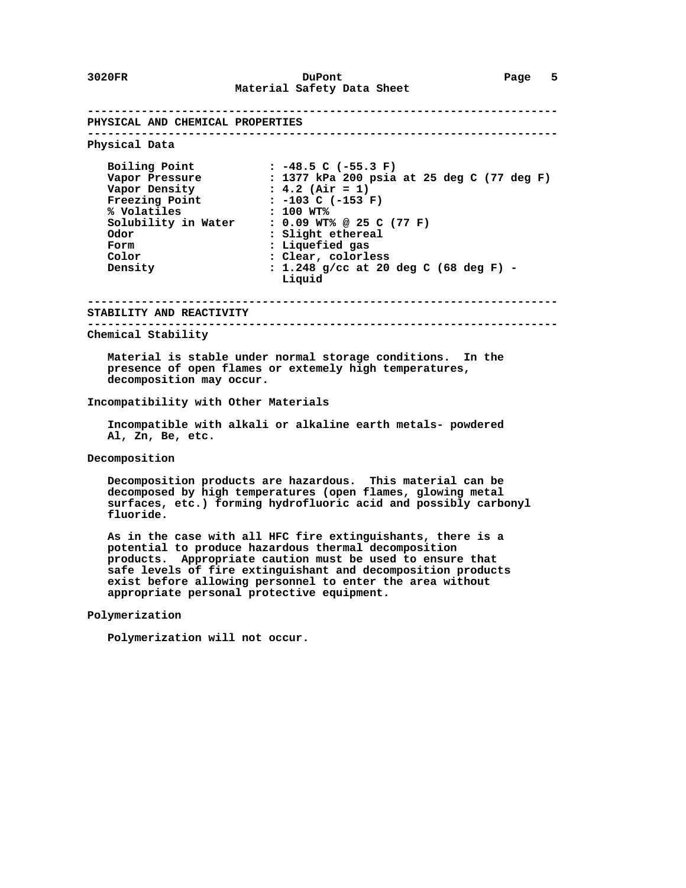## PHYSICAL AND CHEMICAL PROPERTIES

### Physical Data

| Property | Value |
|---|---|
| Boiling Point | : -48.5 C (-55.3 F) |
| Vapor Pressure | : 1377 kPa 200 psia at 25 deg C (77 deg F) |
| Vapor Density | : 4.2 (Air = 1) |
| Freezing Point | : -103 C (-153 F) |
| % Volatiles | : 100 WT% |
| Solubility in Water | : 0.09 WT% @ 25 C (77 F) |
| Odor | : Slight ethereal |
| Form | : Liquefied gas |
| Color | : Clear, colorless |
| Density | : 1.248 g/cc at 20 deg C (68 deg F) - Liquid |

## STABILITY AND REACTIVITY

### Chemical Stability

Material is stable under normal storage conditions. In the presence of open flames or extemely high temperatures, decomposition may occur.

### Incompatibility with Other Materials

Incompatible with alkali or alkaline earth metals- powdered Al, Zn, Be, etc.

### Decomposition

Decomposition products are hazardous. This material can be decomposed by high temperatures (open flames, glowing metal surfaces, etc.) forming hydrofluoric acid and possibly carbonyl fluoride.

As in the case with all HFC fire extinguishants, there is a potential to produce hazardous thermal decomposition products. Appropriate caution must be used to ensure that safe levels of fire extinguishant and decomposition products exist before allowing personnel to enter the area without appropriate personal protective equipment.

### Polymerization

Polymerization will not occur.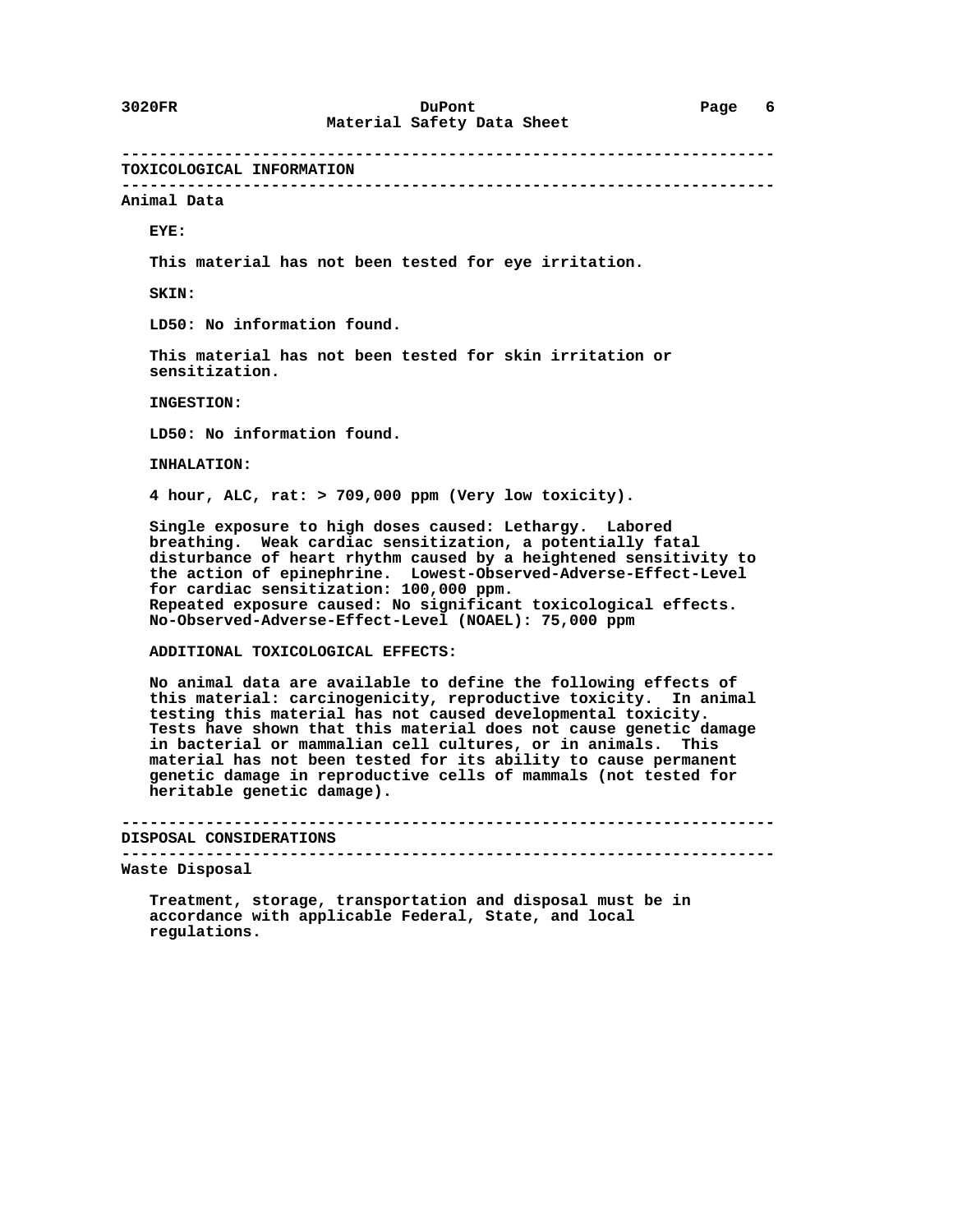## TOXICOLOGICAL INFORMATION

### Animal Data

**EYE:**

This material has not been tested for eye irritation.

**SKIN:**

LD50: No information found.

This material has not been tested for skin irritation or sensitization.

**INGESTION:**

LD50: No information found.

**INHALATION:**

4 hour, ALC, rat: > 709,000 ppm (Very low toxicity).

Single exposure to high doses caused: Lethargy. Labored breathing. Weak cardiac sensitization, a potentially fatal disturbance of heart rhythm caused by a heightened sensitivity to the action of epinephrine. Lowest-Observed-Adverse-Effect-Level for cardiac sensitization: 100,000 ppm.
Repeated exposure caused: No significant toxicological effects.
No-Observed-Adverse-Effect-Level (NOAEL): 75,000 ppm

**ADDITIONAL TOXICOLOGICAL EFFECTS:**

No animal data are available to define the following effects of this material: carcinogenicity, reproductive toxicity. In animal testing this material has not caused developmental toxicity. Tests have shown that this material does not cause genetic damage in bacterial or mammalian cell cultures, or in animals. This material has not been tested for its ability to cause permanent genetic damage in reproductive cells of mammals (not tested for heritable genetic damage).

## DISPOSAL CONSIDERATIONS

### Waste Disposal

Treatment, storage, transportation and disposal must be in accordance with applicable Federal, State, and local regulations.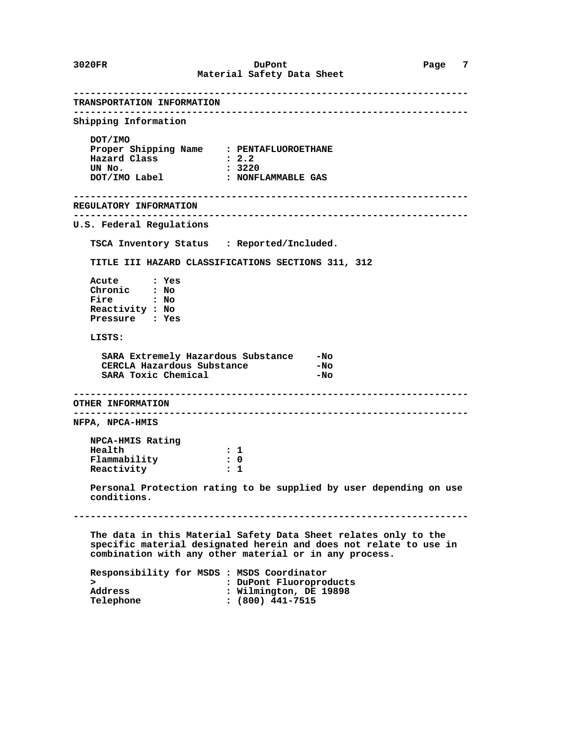## TRANSPORTATION INFORMATION

### Shipping Information

**DOT/IMO**

| | |
|---|---|
| Proper Shipping Name | : PENTAFLUOROETHANE |
| Hazard Class | : 2.2 |
| UN No. | : 3220 |
| DOT/IMO Label | : NONFLAMMABLE GAS |

## REGULATORY INFORMATION

### U.S. Federal Regulations

TSCA Inventory Status : Reported/Included.

TITLE III HAZARD CLASSIFICATIONS SECTIONS 311, 312

| | |
|---|---|
| Acute | : Yes |
| Chronic | : No |
| Fire | : No |
| Reactivity | : No |
| Pressure | : Yes |

LISTS:

| | |
|---|---|
| SARA Extremely Hazardous Substance | -No |
| CERCLA Hazardous Substance | -No |
| SARA Toxic Chemical | -No |

## OTHER INFORMATION

### NFPA, NPCA-HMIS

NPCA-HMIS Rating

| | |
|---|---|
| Health | : 1 |
| Flammability | : 0 |
| Reactivity | : 1 |

Personal Protection rating to be supplied by user depending on use conditions.

---

The data in this Material Safety Data Sheet relates only to the specific material designated herein and does not relate to use in combination with any other material or in any process.

| | |
|---|---|
| Responsibility for MSDS | : MSDS Coordinator |
| > | : DuPont Fluoroproducts |
| Address | : Wilmington, DE 19898 |
| Telephone | : (800) 441-7515 |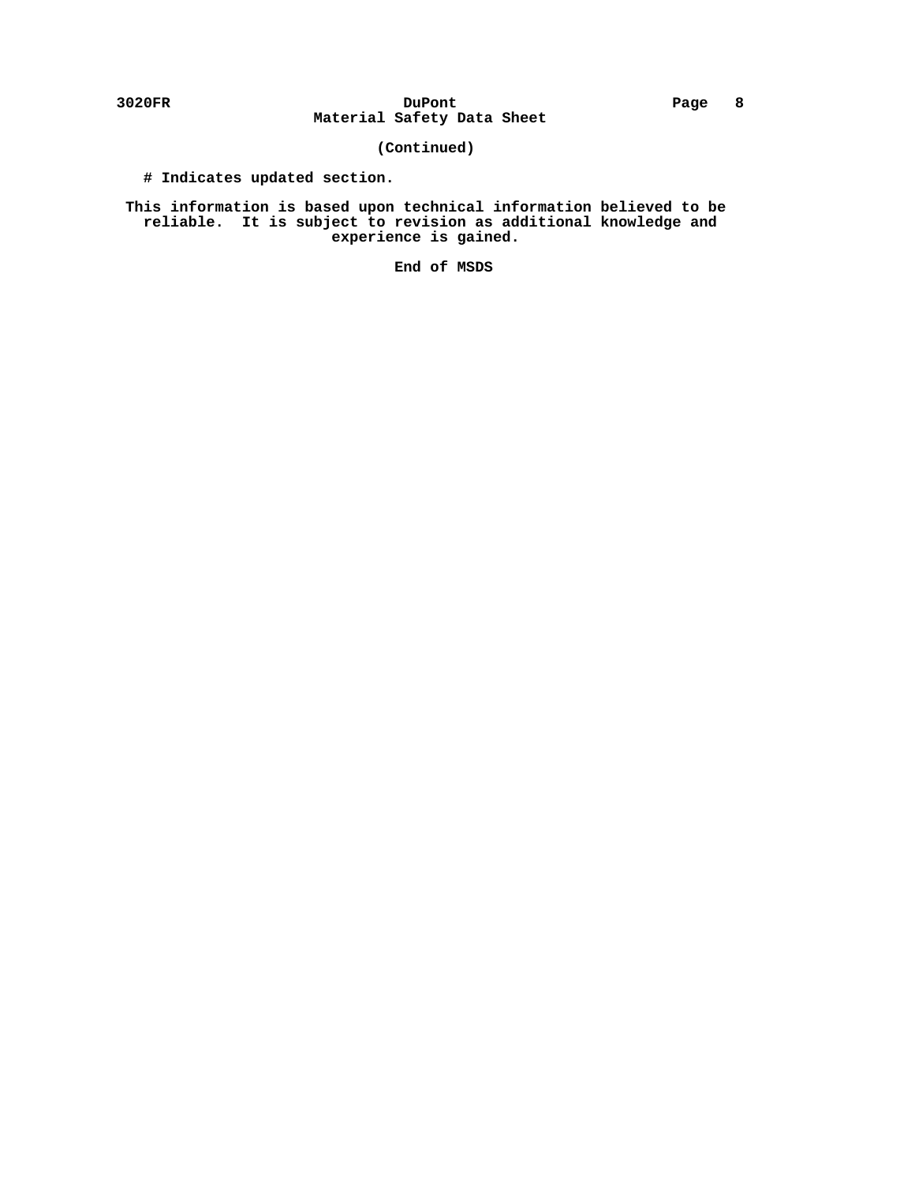(Continued)

# Indicates updated section.

This information is based upon technical information believed to be reliable. It is subject to revision as additional knowledge and experience is gained.

End of MSDS